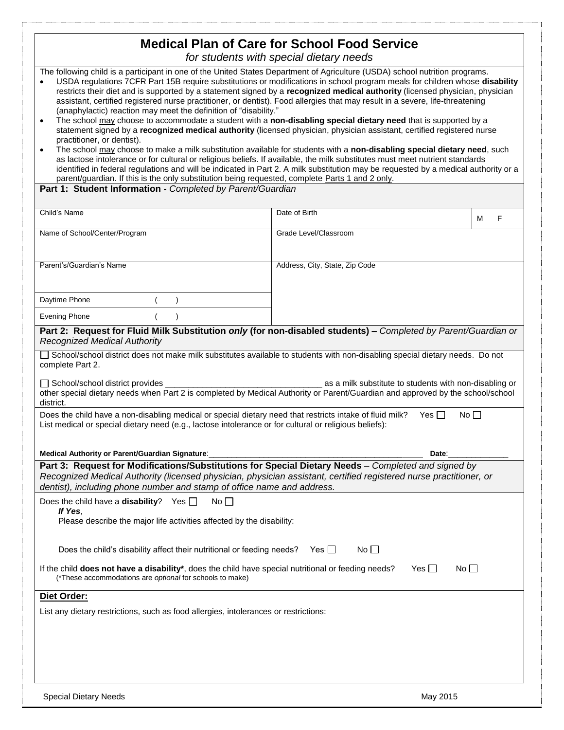# Medical Plan of Care for School Food Service

*for students with special dietary needs*

The following child is a participant in one of the United States Department of Agriculture (USDA) school nutrition programs.

- USDA regulations 7CFR Part 15B require substitutions or modifications in school program meals for children whose **disability** restricts their diet and is supported by a statement signed by a **recognized medical authority** (licensed physician, physician assistant, certified registered nurse practitioner, or dentist). Food allergies that may result in a severe, life-threatening (anaphylactic) reaction may meet the definition of "disability."
- The school may choose to accommodate a student with a **non-disabling special dietary need** that is supported by a statement signed by a **recognized medical authority** (licensed physician, physician assistant, certified registered nurse practitioner, or dentist).
- The school may choose to make a milk substitution available for students with a **non-disabling special dietary need**, such as lactose intolerance or for cultural or religious beliefs. If available, the milk substitutes must meet nutrient standards identified in federal regulations and will be indicated in Part 2. A milk substitution may be requested by a medical authority or a parent/guardian. If this is the only substitution being requested, complete Parts 1 and 2 only.

## Part 1: Student Information - *Completed by Parent/Guardian*

| | | | |
|---|---|---|---|
| Child's Name | | Date of Birth | M F |
| Name of School/Center/Program | | Grade Level/Classroom | |
| Parent's/Guardian's Name | | Address, City, State, Zip Code | |
| Daytime Phone | ( ) | | |
| Evening Phone | ( ) | | |

## Part 2: Request for Fluid Milk Substitution *only* (for non-disabled students) – *Completed by Parent/Guardian or Recognized Medical Authority*

☐ School/school district does not make milk substitutes available to students with non-disabling special dietary needs. Do not complete Part 2.

☐ School/school district provides ________________________________ as a milk substitute to students with non-disabling or other special dietary needs when Part 2 is completed by Medical Authority or Parent/Guardian and approved by the school/school district.

Does the child have a non-disabling medical or special dietary need that restricts intake of fluid milk? Yes ☐ No ☐

List medical or special dietary need (e.g., lactose intolerance or for cultural or religious beliefs):

**Medical Authority or Parent/Guardian Signature**:_______________________________________________ **Date**:______________

## Part 3: Request for Modifications/Substitutions for Special Dietary Needs – *Completed and signed by Recognized Medical Authority (licensed physician, physician assistant, certified registered nurse practitioner, or dentist), including phone number and stamp of office name and address.*

Does the child have a **disability**? Yes ☐ No ☐

***If Yes***,

Please describe the major life activities affected by the disability:

Does the child's disability affect their nutritional or feeding needs? Yes ☐ No ☐

If the child **does not have a disability***, does the child have special nutritional or feeding needs? Yes ☐ No ☐

(*These accommodations are *optional* for schools to make)

**Diet Order:**

List any dietary restrictions, such as food allergies, intolerances or restrictions:

Special Dietary Needs May 2015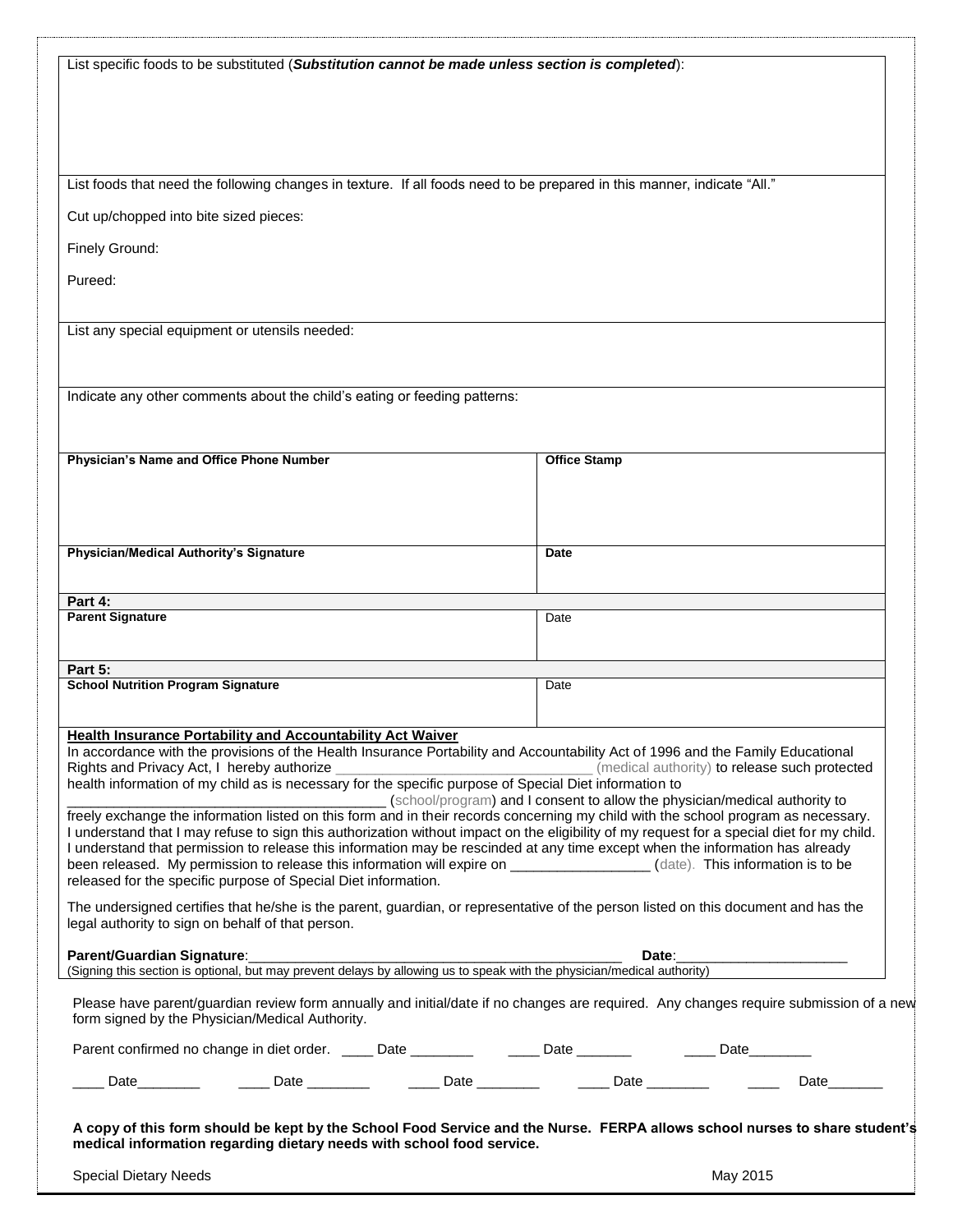List specific foods to be substituted (***Substitution cannot be made unless section is completed***):

List foods that need the following changes in texture. If all foods need to be prepared in this manner, indicate "All."

Cut up/chopped into bite sized pieces:

Finely Ground:

Pureed:

List any special equipment or utensils needed:

Indicate any other comments about the child's eating or feeding patterns:

| | |
|---|---|
| **Physician's Name and Office Phone Number** | **Office Stamp** |
| **Physician/Medical Authority's Signature** | **Date** |
| **Part 4:** | |
| **Parent Signature** | Date |
| **Part 5:** | |
| **School Nutrition Program Signature** | Date |

**Health Insurance Portability and Accountability Act Waiver**

In accordance with the provisions of the Health Insurance Portability and Accountability Act of 1996 and the Family Educational Rights and Privacy Act, I hereby authorize ________________________________ (medical authority) to release such protected health information of my child as is necessary for the specific purpose of Special Diet information to ________________________________________ (school/program) and I consent to allow the physician/medical authority to freely exchange the information listed on this form and in their records concerning my child with the school program as necessary. I understand that I may refuse to sign this authorization without impact on the eligibility of my request for a special diet for my child. I understand that permission to release this information may be rescinded at any time except when the information has already been released. My permission to release this information will expire on _________________ (date). This information is to be released for the specific purpose of Special Diet information.

The undersigned certifies that he/she is the parent, guardian, or representative of the person listed on this document and has the legal authority to sign on behalf of that person.

**Parent/Guardian Signature**:_______________________________________________ **Date**:_____________________

(Signing this section is optional, but may prevent delays by allowing us to speak with the physician/medical authority)

Please have parent/guardian review form annually and initial/date if no changes are required. Any changes require submission of a new form signed by the Physician/Medical Authority.

Parent confirmed no change in diet order. ____ Date ________ ____ Date _______ ____ Date________

____ Date________ ____ Date ________ ____ Date ________ ____ Date ________ ____ Date_______

**A copy of this form should be kept by the School Food Service and the Nurse. FERPA allows school nurses to share student's medical information regarding dietary needs with school food service.**

Special Dietary Needs May 2015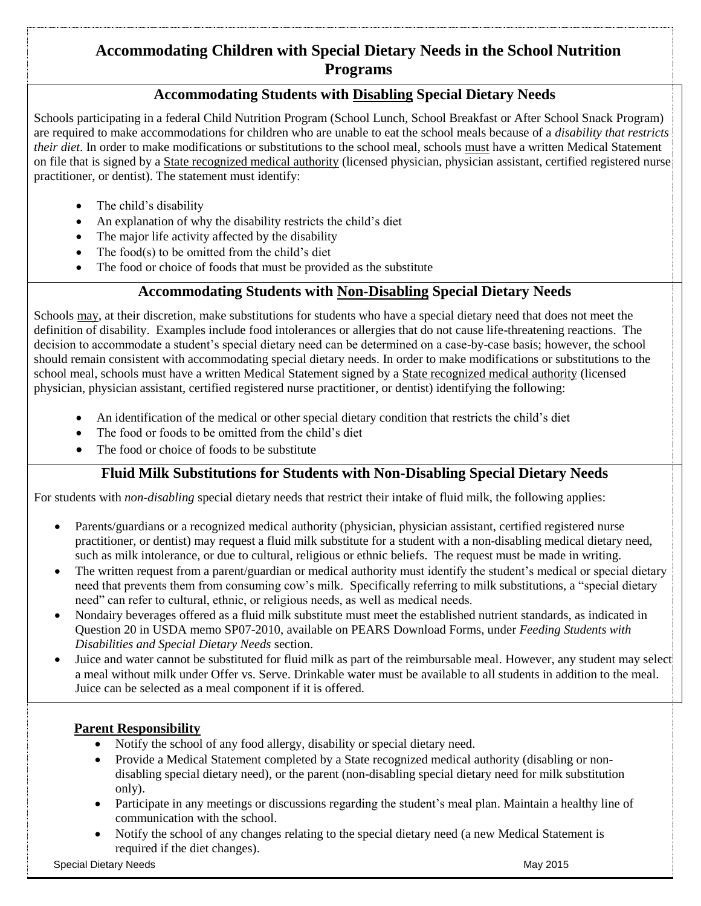# Accommodating Children with Special Dietary Needs in the School Nutrition Programs

## Accommodating Students with Disabling Special Dietary Needs

Schools participating in a federal Child Nutrition Program (School Lunch, School Breakfast or After School Snack Program) are required to make accommodations for children who are unable to eat the school meals because of a *disability that restricts their diet*. In order to make modifications or substitutions to the school meal, schools must have a written Medical Statement on file that is signed by a State recognized medical authority (licensed physician, physician assistant, certified registered nurse practitioner, or dentist). The statement must identify:

- The child's disability
- An explanation of why the disability restricts the child's diet
- The major life activity affected by the disability
- The food(s) to be omitted from the child's diet
- The food or choice of foods that must be provided as the substitute

## Accommodating Students with Non-Disabling Special Dietary Needs

Schools may, at their discretion, make substitutions for students who have a special dietary need that does not meet the definition of disability. Examples include food intolerances or allergies that do not cause life-threatening reactions. The decision to accommodate a student's special dietary need can be determined on a case-by-case basis; however, the school should remain consistent with accommodating special dietary needs. In order to make modifications or substitutions to the school meal, schools must have a written Medical Statement signed by a State recognized medical authority (licensed physician, physician assistant, certified registered nurse practitioner, or dentist) identifying the following:

- An identification of the medical or other special dietary condition that restricts the child's diet
- The food or foods to be omitted from the child's diet
- The food or choice of foods to be substitute

## Fluid Milk Substitutions for Students with Non-Disabling Special Dietary Needs

For students with *non-disabling* special dietary needs that restrict their intake of fluid milk, the following applies:

- Parents/guardians or a recognized medical authority (physician, physician assistant, certified registered nurse practitioner, or dentist) may request a fluid milk substitute for a student with a non-disabling medical dietary need, such as milk intolerance, or due to cultural, religious or ethnic beliefs. The request must be made in writing.
- The written request from a parent/guardian or medical authority must identify the student's medical or special dietary need that prevents them from consuming cow's milk. Specifically referring to milk substitutions, a "special dietary need" can refer to cultural, ethnic, or religious needs, as well as medical needs.
- Nondairy beverages offered as a fluid milk substitute must meet the established nutrient standards, as indicated in Question 20 in USDA memo SP07-2010, available on PEARS Download Forms, under *Feeding Students with Disabilities and Special Dietary Needs* section.
- Juice and water cannot be substituted for fluid milk as part of the reimbursable meal. However, any student may select a meal without milk under Offer vs. Serve. Drinkable water must be available to all students in addition to the meal. Juice can be selected as a meal component if it is offered.

### Parent Responsibility

- Notify the school of any food allergy, disability or special dietary need.
- Provide a Medical Statement completed by a State recognized medical authority (disabling or non-disabling special dietary need), or the parent (non-disabling special dietary need for milk substitution only).
- Participate in any meetings or discussions regarding the student's meal plan. Maintain a healthy line of communication with the school.
- Notify the school of any changes relating to the special dietary need (a new Medical Statement is required if the diet changes).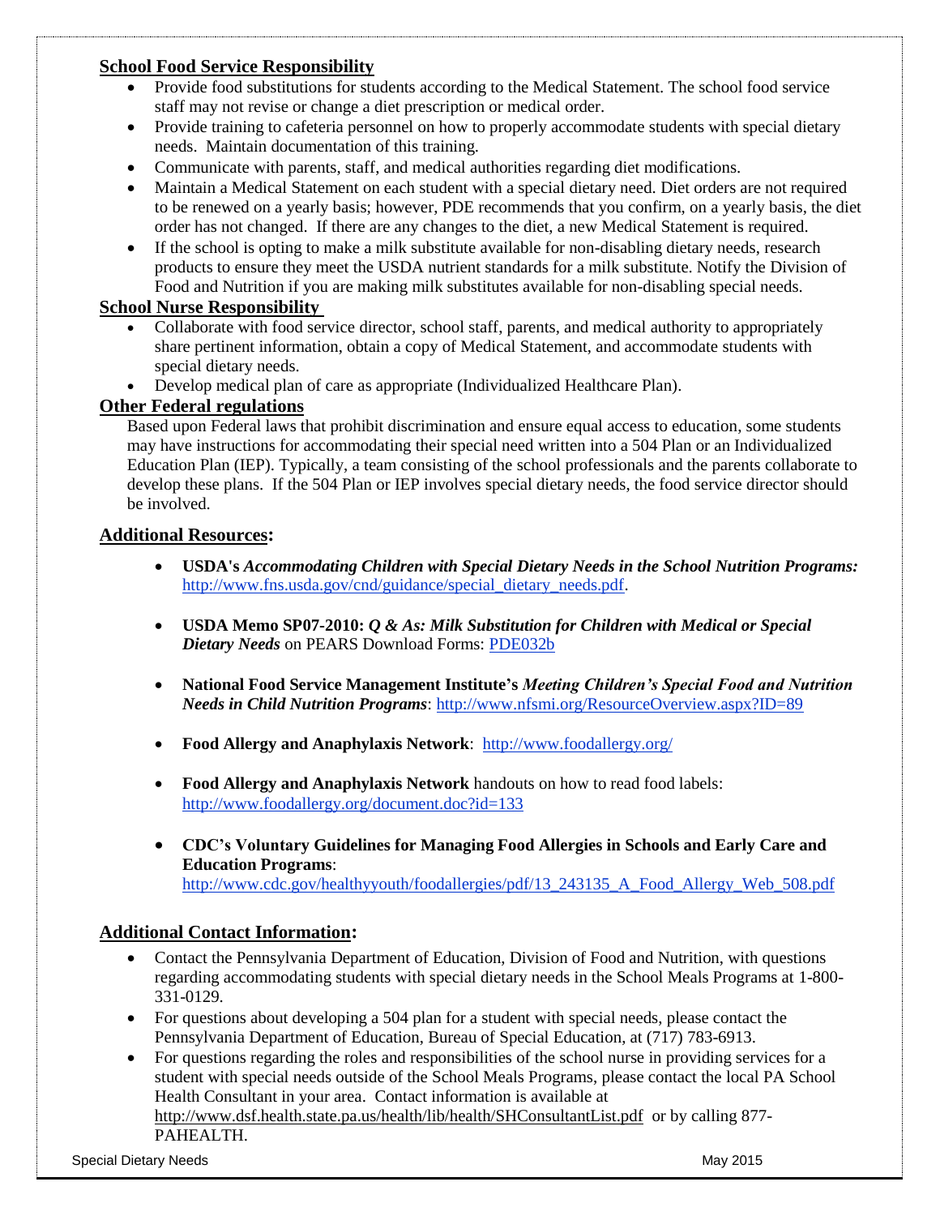## School Food Service Responsibility

- Provide food substitutions for students according to the Medical Statement. The school food service staff may not revise or change a diet prescription or medical order.
- Provide training to cafeteria personnel on how to properly accommodate students with special dietary needs. Maintain documentation of this training.
- Communicate with parents, staff, and medical authorities regarding diet modifications.
- Maintain a Medical Statement on each student with a special dietary need. Diet orders are not required to be renewed on a yearly basis; however, PDE recommends that you confirm, on a yearly basis, the diet order has not changed. If there are any changes to the diet, a new Medical Statement is required.
- If the school is opting to make a milk substitute available for non-disabling dietary needs, research products to ensure they meet the USDA nutrient standards for a milk substitute. Notify the Division of Food and Nutrition if you are making milk substitutes available for non-disabling special needs.

## School Nurse Responsibility

- Collaborate with food service director, school staff, parents, and medical authority to appropriately share pertinent information, obtain a copy of Medical Statement, and accommodate students with special dietary needs.
- Develop medical plan of care as appropriate (Individualized Healthcare Plan).

## Other Federal regulations

Based upon Federal laws that prohibit discrimination and ensure equal access to education, some students may have instructions for accommodating their special need written into a 504 Plan or an Individualized Education Plan (IEP). Typically, a team consisting of the school professionals and the parents collaborate to develop these plans. If the 504 Plan or IEP involves special dietary needs, the food service director should be involved.

## Additional Resources:

- **USDA's *Accommodating Children with Special Dietary Needs in the School Nutrition Programs:*** http://www.fns.usda.gov/cnd/guidance/special_dietary_needs.pdf.
- **USDA Memo SP07-2010: *Q & As: Milk Substitution for Children with Medical or Special Dietary Needs*** on PEARS Download Forms: PDE032b
- **National Food Service Management Institute's *Meeting Children's Special Food and Nutrition Needs in Child Nutrition Programs*:** http://www.nfsmi.org/ResourceOverview.aspx?ID=89
- **Food Allergy and Anaphylaxis Network**: http://www.foodallergy.org/
- **Food Allergy and Anaphylaxis Network** handouts on how to read food labels: http://www.foodallergy.org/document.doc?id=133
- **CDC's Voluntary Guidelines for Managing Food Allergies in Schools and Early Care and Education Programs**: http://www.cdc.gov/healthyyouth/foodallergies/pdf/13_243135_A_Food_Allergy_Web_508.pdf

## Additional Contact Information:

- Contact the Pennsylvania Department of Education, Division of Food and Nutrition, with questions regarding accommodating students with special dietary needs in the School Meals Programs at 1-800-331-0129.
- For questions about developing a 504 plan for a student with special needs, please contact the Pennsylvania Department of Education, Bureau of Special Education, at (717) 783-6913.
- For questions regarding the roles and responsibilities of the school nurse in providing services for a student with special needs outside of the School Meals Programs, please contact the local PA School Health Consultant in your area. Contact information is available at http://www.dsf.health.state.pa.us/health/lib/health/SHConsultantList.pdf or by calling 877-PAHEALTH.